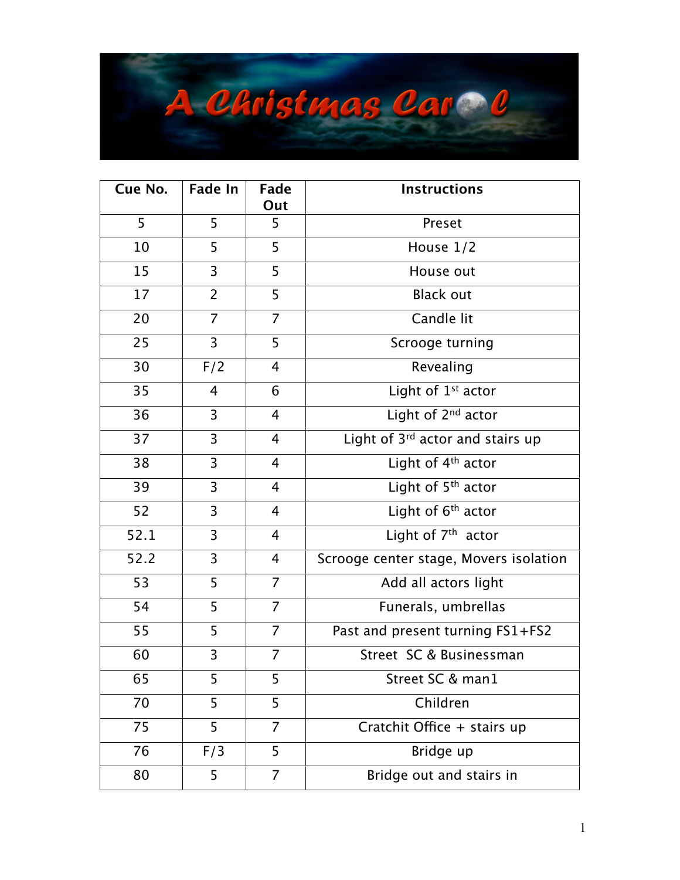# A Christmas Carol

| Cue No. | Fade In | Fade Out | Instructions |
|---|---|---|---|
| 5 | 5 | 5 | Preset |
| 10 | 5 | 5 | House 1/2 |
| 15 | 3 | 5 | House out |
| 17 | 2 | 5 | Black out |
| 20 | 7 | 7 | Candle lit |
| 25 | 3 | 5 | Scrooge turning |
| 30 | F/2 | 4 | Revealing |
| 35 | 4 | 6 | Light of 1st actor |
| 36 | 3 | 4 | Light of 2nd actor |
| 37 | 3 | 4 | Light of 3rd actor and stairs up |
| 38 | 3 | 4 | Light of 4th actor |
| 39 | 3 | 4 | Light of 5th actor |
| 52 | 3 | 4 | Light of 6th actor |
| 52.1 | 3 | 4 | Light of 7th actor |
| 52.2 | 3 | 4 | Scrooge center stage, Movers isolation |
| 53 | 5 | 7 | Add all actors light |
| 54 | 5 | 7 | Funerals, umbrellas |
| 55 | 5 | 7 | Past and present turning FS1+FS2 |
| 60 | 3 | 7 | Street SC & Businessman |
| 65 | 5 | 5 | Street SC & man1 |
| 70 | 5 | 5 | Children |
| 75 | 5 | 7 | Cratchit Office + stairs up |
| 76 | F/3 | 5 | Bridge up |
| 80 | 5 | 7 | Bridge out and stairs in |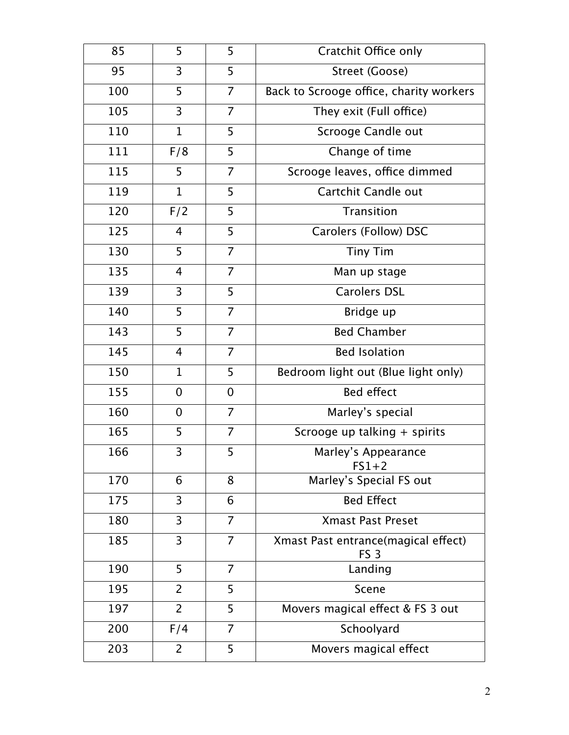| 85 | 5 | 5 | Cratchit Office only |
|---|---|---|---|
| 95 | 3 | 5 | Street (Goose) |
| 100 | 5 | 7 | Back to Scrooge office, charity workers |
| 105 | 3 | 7 | They exit (Full office) |
| 110 | 1 | 5 | Scrooge Candle out |
| 111 | F/8 | 5 | Change of time |
| 115 | 5 | 7 | Scrooge leaves, office dimmed |
| 119 | 1 | 5 | Cartchit Candle out |
| 120 | F/2 | 5 | Transition |
| 125 | 4 | 5 | Carolers (Follow) DSC |
| 130 | 5 | 7 | Tiny Tim |
| 135 | 4 | 7 | Man up stage |
| 139 | 3 | 5 | Carolers DSL |
| 140 | 5 | 7 | Bridge up |
| 143 | 5 | 7 | Bed Chamber |
| 145 | 4 | 7 | Bed Isolation |
| 150 | 1 | 5 | Bedroom light out (Blue light only) |
| 155 | 0 | 0 | Bed effect |
| 160 | 0 | 7 | Marley's special |
| 165 | 5 | 7 | Scrooge up talking + spirits |
| 166 | 3 | 5 | Marley's Appearance FS1+2 |
| 170 | 6 | 8 | Marley's Special FS out |
| 175 | 3 | 6 | Bed Effect |
| 180 | 3 | 7 | Xmast Past Preset |
| 185 | 3 | 7 | Xmast Past entrance(magical effect) FS 3 |
| 190 | 5 | 7 | Landing |
| 195 | 2 | 5 | Scene |
| 197 | 2 | 5 | Movers magical effect & FS 3 out |
| 200 | F/4 | 7 | Schoolyard |
| 203 | 2 | 5 | Movers magical effect |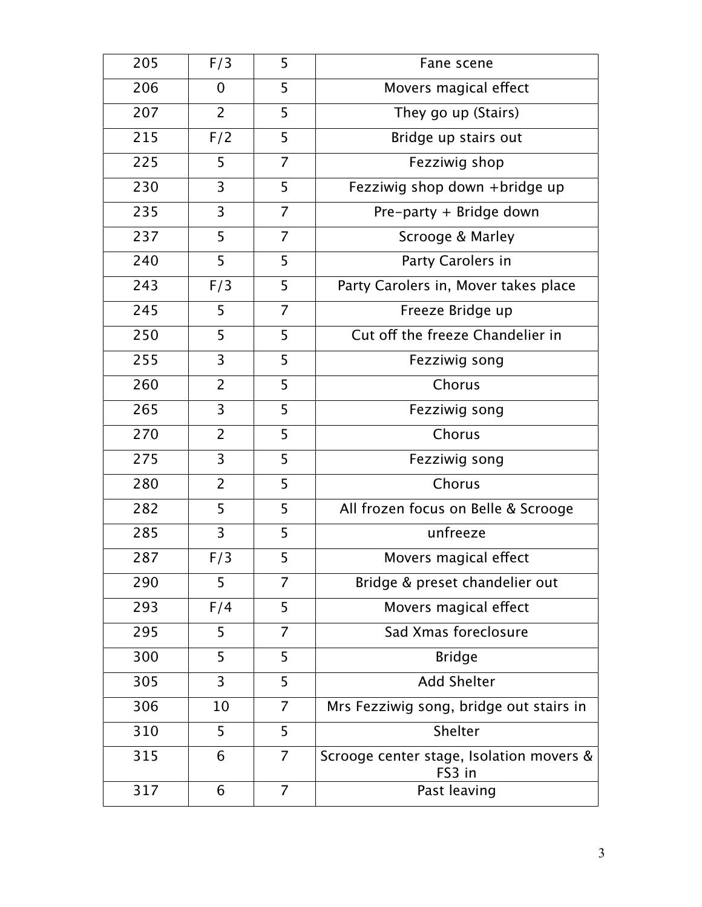| 205 | F/3 | 5 | Fane scene |
|---|---|---|---|
| 206 | 0 | 5 | Movers magical effect |
| 207 | 2 | 5 | They go up (Stairs) |
| 215 | F/2 | 5 | Bridge up stairs out |
| 225 | 5 | 7 | Fezziwig shop |
| 230 | 3 | 5 | Fezziwig shop down +bridge up |
| 235 | 3 | 7 | Pre-party + Bridge down |
| 237 | 5 | 7 | Scrooge & Marley |
| 240 | 5 | 5 | Party Carolers in |
| 243 | F/3 | 5 | Party Carolers in, Mover takes place |
| 245 | 5 | 7 | Freeze Bridge up |
| 250 | 5 | 5 | Cut off the freeze Chandelier in |
| 255 | 3 | 5 | Fezziwig song |
| 260 | 2 | 5 | Chorus |
| 265 | 3 | 5 | Fezziwig song |
| 270 | 2 | 5 | Chorus |
| 275 | 3 | 5 | Fezziwig song |
| 280 | 2 | 5 | Chorus |
| 282 | 5 | 5 | All frozen focus on Belle & Scrooge |
| 285 | 3 | 5 | unfreeze |
| 287 | F/3 | 5 | Movers magical effect |
| 290 | 5 | 7 | Bridge & preset chandelier out |
| 293 | F/4 | 5 | Movers magical effect |
| 295 | 5 | 7 | Sad Xmas foreclosure |
| 300 | 5 | 5 | Bridge |
| 305 | 3 | 5 | Add Shelter |
| 306 | 10 | 7 | Mrs Fezziwig song, bridge out stairs in |
| 310 | 5 | 5 | Shelter |
| 315 | 6 | 7 | Scrooge center stage, Isolation movers & FS3 in |
| 317 | 6 | 7 | Past leaving |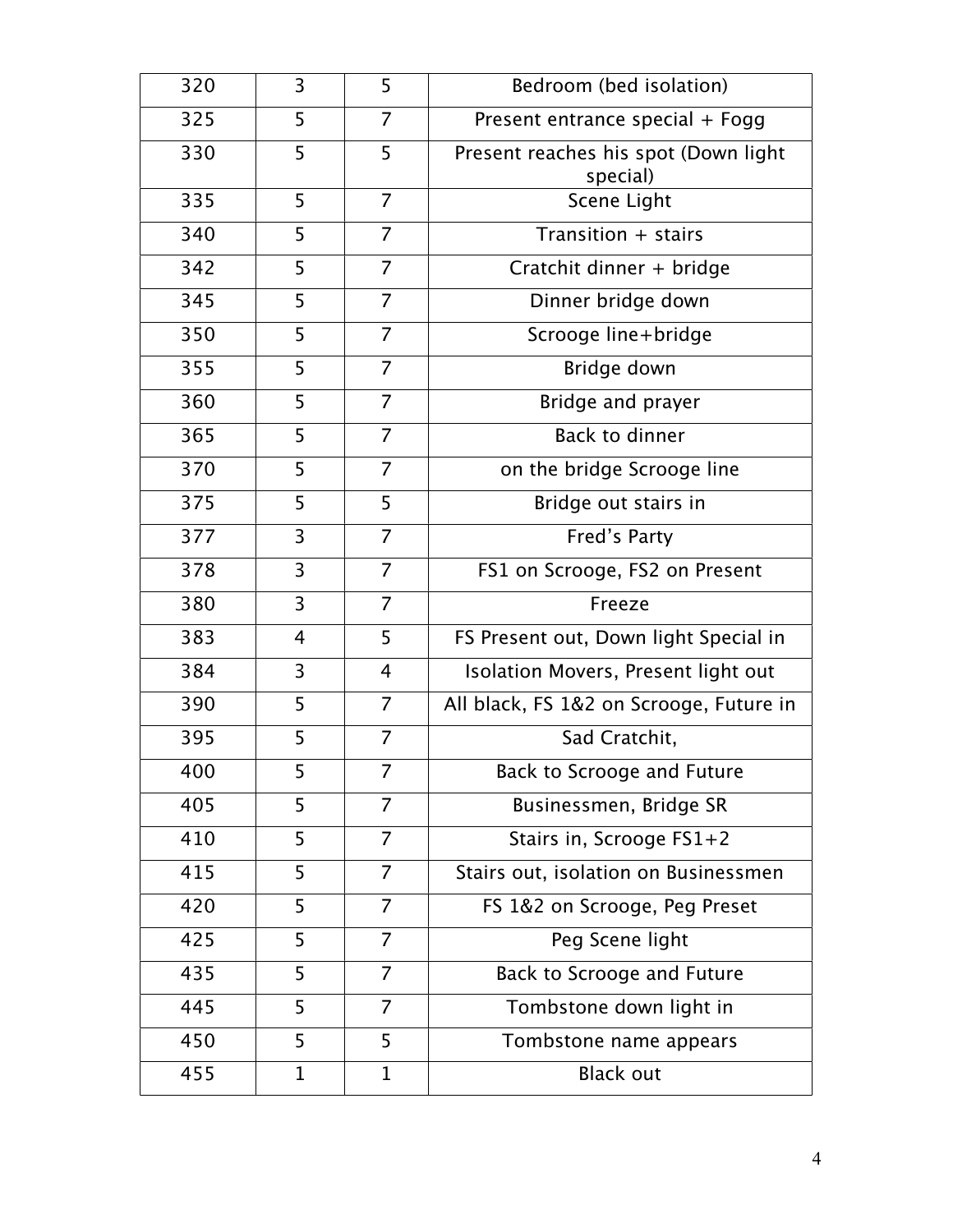| | | | |
|---|---|---|---|
| 320 | 3 | 5 | Bedroom (bed isolation) |
| 325 | 5 | 7 | Present entrance special + Fogg |
| 330 | 5 | 5 | Present reaches his spot (Down light special) |
| 335 | 5 | 7 | Scene Light |
| 340 | 5 | 7 | Transition + stairs |
| 342 | 5 | 7 | Cratchit dinner + bridge |
| 345 | 5 | 7 | Dinner bridge down |
| 350 | 5 | 7 | Scrooge line+bridge |
| 355 | 5 | 7 | Bridge down |
| 360 | 5 | 7 | Bridge and prayer |
| 365 | 5 | 7 | Back to dinner |
| 370 | 5 | 7 | on the bridge Scrooge line |
| 375 | 5 | 5 | Bridge out stairs in |
| 377 | 3 | 7 | Fred's Party |
| 378 | 3 | 7 | FS1 on Scrooge, FS2 on Present |
| 380 | 3 | 7 | Freeze |
| 383 | 4 | 5 | FS Present out, Down light Special in |
| 384 | 3 | 4 | Isolation Movers, Present light out |
| 390 | 5 | 7 | All black, FS 1&2 on Scrooge, Future in |
| 395 | 5 | 7 | Sad Cratchit, |
| 400 | 5 | 7 | Back to Scrooge and Future |
| 405 | 5 | 7 | Businessmen, Bridge SR |
| 410 | 5 | 7 | Stairs in, Scrooge FS1+2 |
| 415 | 5 | 7 | Stairs out, isolation on Businessmen |
| 420 | 5 | 7 | FS 1&2 on Scrooge, Peg Preset |
| 425 | 5 | 7 | Peg Scene light |
| 435 | 5 | 7 | Back to Scrooge and Future |
| 445 | 5 | 7 | Tombstone down light in |
| 450 | 5 | 5 | Tombstone name appears |
| 455 | 1 | 1 | Black out |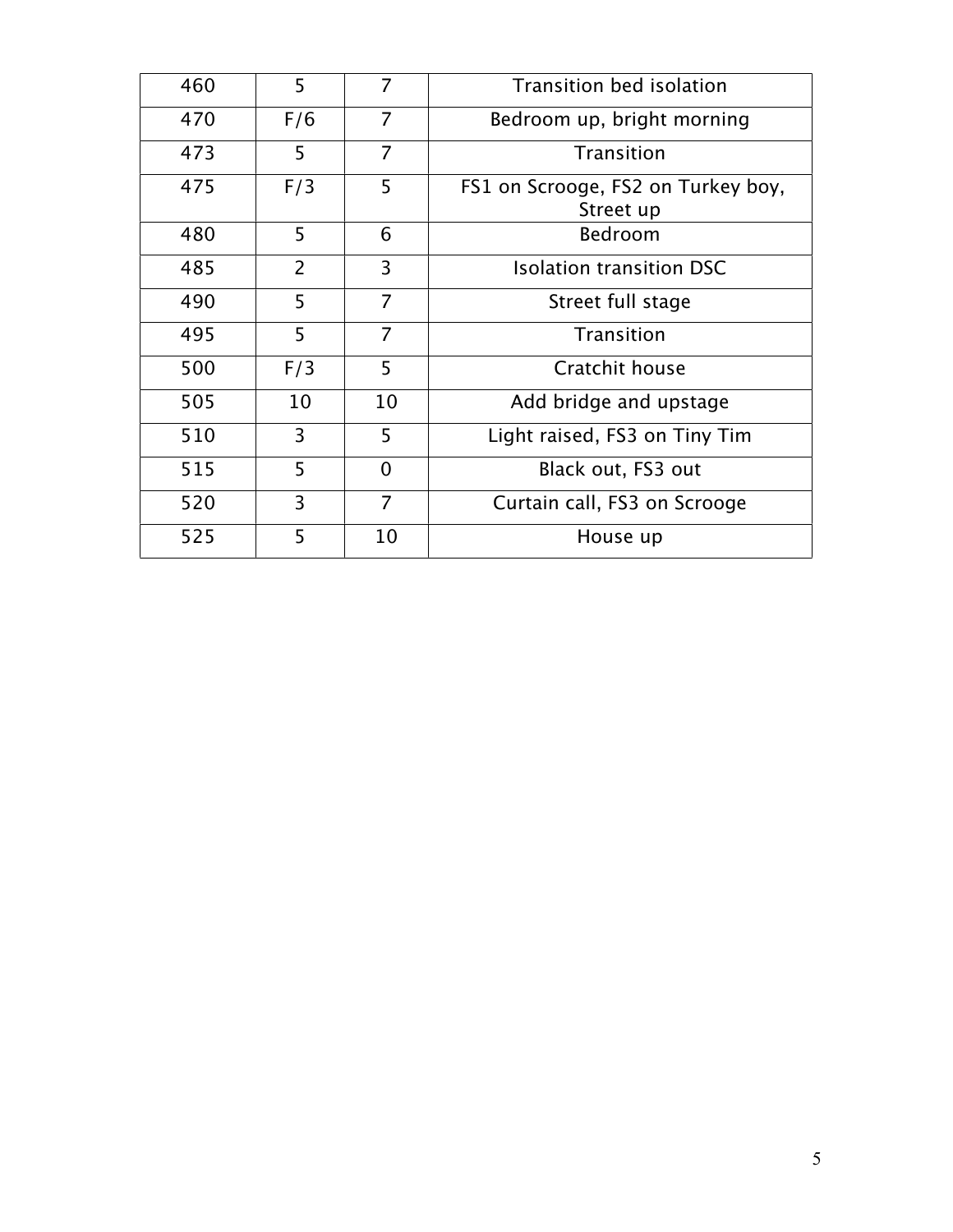| | | | |
|---|---|---|---|
| 460 | 5 | 7 | Transition bed isolation |
| 470 | F/6 | 7 | Bedroom up, bright morning |
| 473 | 5 | 7 | Transition |
| 475 | F/3 | 5 | FS1 on Scrooge, FS2 on Turkey boy, Street up |
| 480 | 5 | 6 | Bedroom |
| 485 | 2 | 3 | Isolation transition DSC |
| 490 | 5 | 7 | Street full stage |
| 495 | 5 | 7 | Transition |
| 500 | F/3 | 5 | Cratchit house |
| 505 | 10 | 10 | Add bridge and upstage |
| 510 | 3 | 5 | Light raised, FS3 on Tiny Tim |
| 515 | 5 | 0 | Black out, FS3 out |
| 520 | 3 | 7 | Curtain call, FS3 on Scrooge |
| 525 | 5 | 10 | House up |